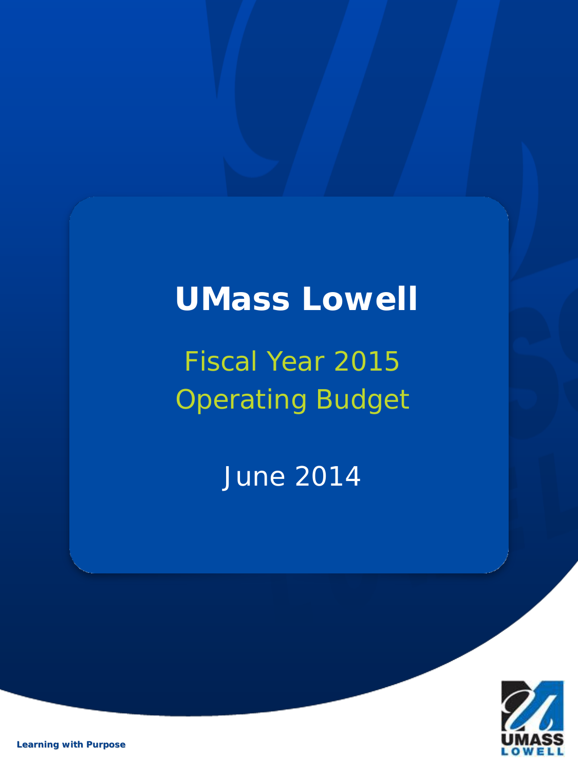# UMass Lowell

## Fiscal Year 2015 Operating Budget

June 2014

**Learning with Purpose**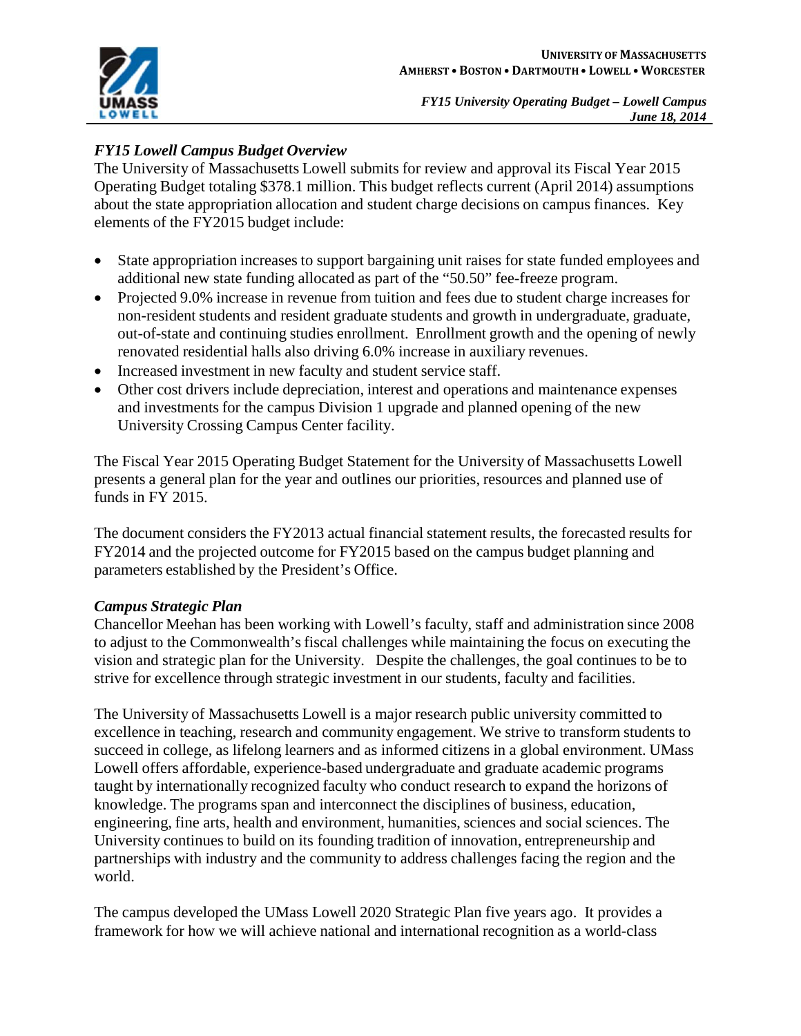### *FY15 Lowell Campus Budget Overview*

The University of Massachusetts Lowell submits for review and approval its Fiscal Year 2015 Operating Budget totaling $378.1 million. This budget reflects current (April 2014) assumptions about the state appropriation allocation and student charge decisions on campus finances. Key elements of the FY2015 budget include:

- State appropriation increases to support bargaining unit raises for state funded employees and additional new state funding allocated as part of the "50.50" fee-freeze program.
- Projected 9.0% increase in revenue from tuition and fees due to student charge increases for non-resident students and resident graduate students and growth in undergraduate, graduate, out-of-state and continuing studies enrollment. Enrollment growth and the opening of newly renovated residential halls also driving 6.0% increase in auxiliary revenues.
- Increased investment in new faculty and student service staff.
- Other cost drivers include depreciation, interest and operations and maintenance expenses and investments for the campus Division 1 upgrade and planned opening of the new University Crossing Campus Center facility.

The Fiscal Year 2015 Operating Budget Statement for the University of Massachusetts Lowell presents a general plan for the year and outlines our priorities, resources and planned use of funds in FY 2015.

The document considers the FY2013 actual financial statement results, the forecasted results for FY2014 and the projected outcome for FY2015 based on the campus budget planning and parameters established by the President's Office.

### *Campus Strategic Plan*

Chancellor Meehan has been working with Lowell's faculty, staff and administration since 2008 to adjust to the Commonwealth's fiscal challenges while maintaining the focus on executing the vision and strategic plan for the University. Despite the challenges, the goal continues to be to strive for excellence through strategic investment in our students, faculty and facilities.

The University of Massachusetts Lowell is a major research public university committed to excellence in teaching, research and community engagement. We strive to transform students to succeed in college, as lifelong learners and as informed citizens in a global environment. UMass Lowell offers affordable, experience-based undergraduate and graduate academic programs taught by internationally recognized faculty who conduct research to expand the horizons of knowledge. The programs span and interconnect the disciplines of business, education, engineering, fine arts, health and environment, humanities, sciences and social sciences. The University continues to build on its founding tradition of innovation, entrepreneurship and partnerships with industry and the community to address challenges facing the region and the world.

The campus developed the UMass Lowell 2020 Strategic Plan five years ago. It provides a framework for how we will achieve national and international recognition as a world-class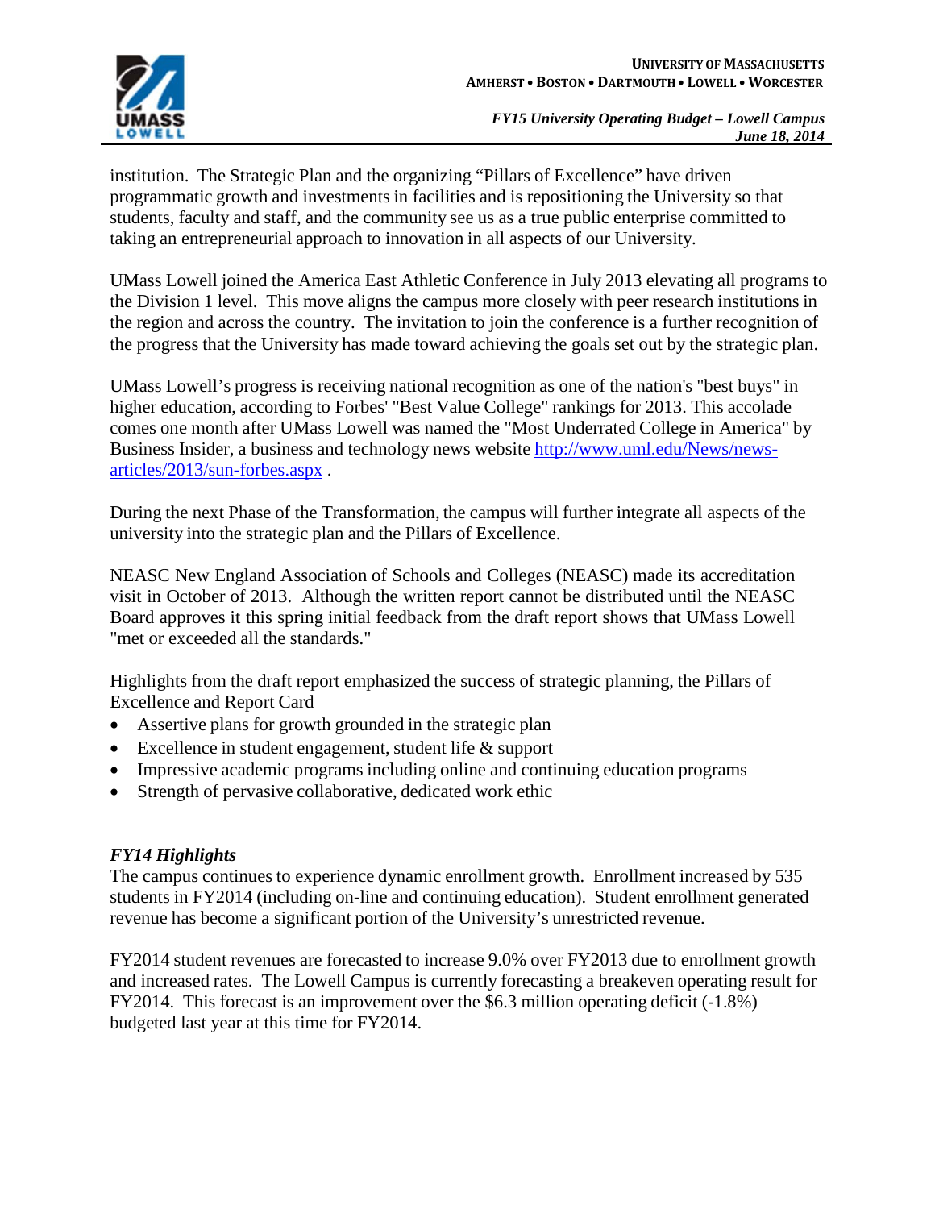institution. The Strategic Plan and the organizing "Pillars of Excellence" have driven programmatic growth and investments in facilities and is repositioning the University so that students, faculty and staff, and the community see us as a true public enterprise committed to taking an entrepreneurial approach to innovation in all aspects of our University.

UMass Lowell joined the America East Athletic Conference in July 2013 elevating all programs to the Division 1 level. This move aligns the campus more closely with peer research institutions in the region and across the country. The invitation to join the conference is a further recognition of the progress that the University has made toward achieving the goals set out by the strategic plan.

UMass Lowell's progress is receiving national recognition as one of the nation's "best buys" in higher education, according to Forbes' "Best Value College" rankings for 2013. This accolade comes one month after UMass Lowell was named the "Most Underrated College in America" by Business Insider, a business and technology news website [http://www.uml.edu/News/news-articles/2013/sun-forbes.aspx](http://www.uml.edu/News/news-articles/2013/sun-forbes.aspx) .

During the next Phase of the Transformation, the campus will further integrate all aspects of the university into the strategic plan and the Pillars of Excellence.

NEASC New England Association of Schools and Colleges (NEASC) made its accreditation visit in October of 2013. Although the written report cannot be distributed until the NEASC Board approves it this spring initial feedback from the draft report shows that UMass Lowell "met or exceeded all the standards."

Highlights from the draft report emphasized the success of strategic planning, the Pillars of Excellence and Report Card

- Assertive plans for growth grounded in the strategic plan
- Excellence in student engagement, student life & support
- Impressive academic programs including online and continuing education programs
- Strength of pervasive collaborative, dedicated work ethic

### *FY14 Highlights*

The campus continues to experience dynamic enrollment growth. Enrollment increased by 535 students in FY2014 (including on-line and continuing education). Student enrollment generated revenue has become a significant portion of the University's unrestricted revenue.

FY2014 student revenues are forecasted to increase 9.0% over FY2013 due to enrollment growth and increased rates. The Lowell Campus is currently forecasting a breakeven operating result for FY2014. This forecast is an improvement over the $6.3 million operating deficit (-1.8%) budgeted last year at this time for FY2014.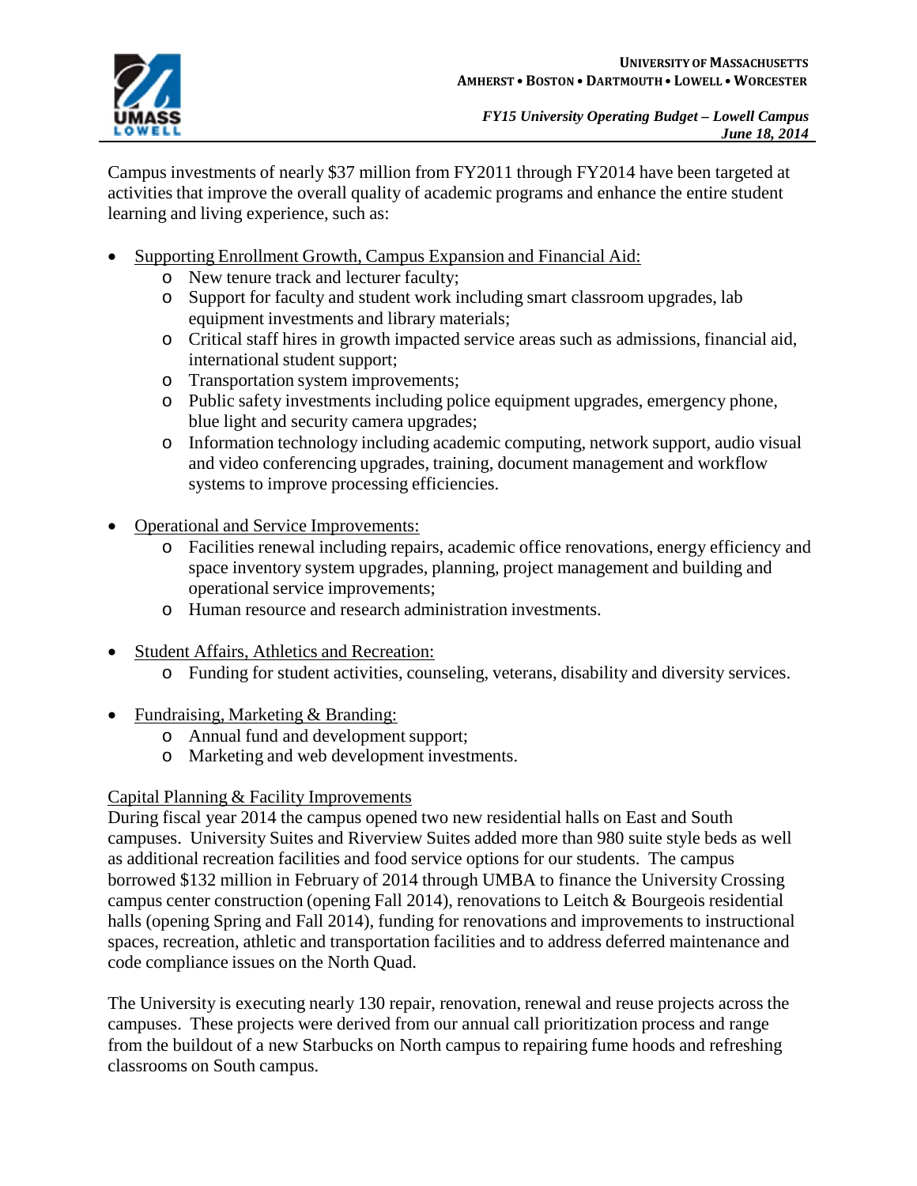Campus investments of nearly $37 million from FY2011 through FY2014 have been targeted at activities that improve the overall quality of academic programs and enhance the entire student learning and living experience, such as:

- Supporting Enrollment Growth, Campus Expansion and Financial Aid:
  - New tenure track and lecturer faculty;
  - Support for faculty and student work including smart classroom upgrades, lab equipment investments and library materials;
  - Critical staff hires in growth impacted service areas such as admissions, financial aid, international student support;
  - Transportation system improvements;
  - Public safety investments including police equipment upgrades, emergency phone, blue light and security camera upgrades;
  - Information technology including academic computing, network support, audio visual and video conferencing upgrades, training, document management and workflow systems to improve processing efficiencies.

- Operational and Service Improvements:
  - Facilities renewal including repairs, academic office renovations, energy efficiency and space inventory system upgrades, planning, project management and building and operational service improvements;
  - Human resource and research administration investments.

- Student Affairs, Athletics and Recreation:
  - Funding for student activities, counseling, veterans, disability and diversity services.

- Fundraising, Marketing & Branding:
  - Annual fund and development support;
  - Marketing and web development investments.

Capital Planning & Facility Improvements

During fiscal year 2014 the campus opened two new residential halls on East and South campuses. University Suites and Riverview Suites added more than 980 suite style beds as well as additional recreation facilities and food service options for our students. The campus borrowed $132 million in February of 2014 through UMBA to finance the University Crossing campus center construction (opening Fall 2014), renovations to Leitch & Bourgeois residential halls (opening Spring and Fall 2014), funding for renovations and improvements to instructional spaces, recreation, athletic and transportation facilities and to address deferred maintenance and code compliance issues on the North Quad.

The University is executing nearly 130 repair, renovation, renewal and reuse projects across the campuses. These projects were derived from our annual call prioritization process and range from the buildout of a new Starbucks on North campus to repairing fume hoods and refreshing classrooms on South campus.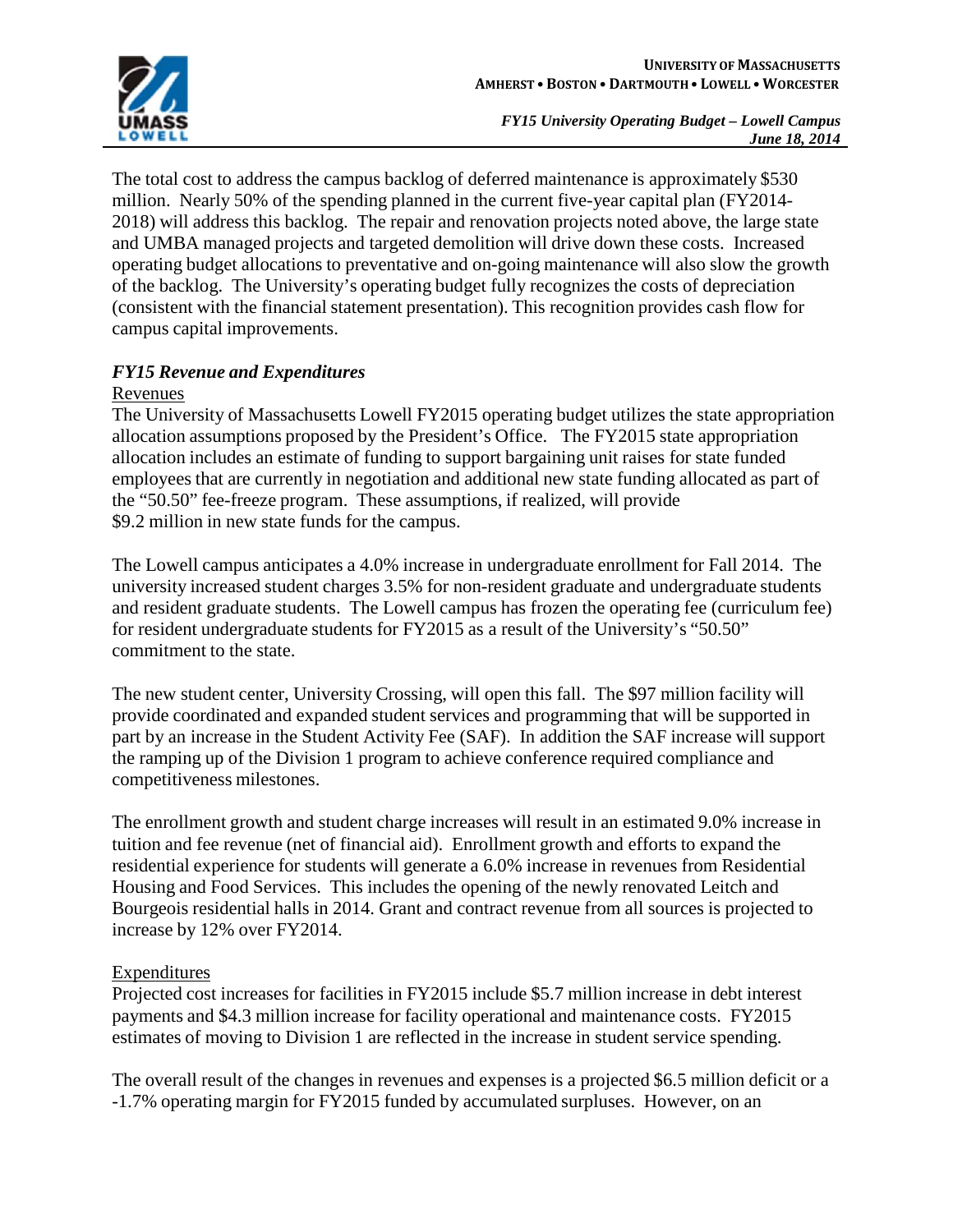The total cost to address the campus backlog of deferred maintenance is approximately $530 million. Nearly 50% of the spending planned in the current five-year capital plan (FY2014-2018) will address this backlog. The repair and renovation projects noted above, the large state and UMBA managed projects and targeted demolition will drive down these costs. Increased operating budget allocations to preventative and on-going maintenance will also slow the growth of the backlog. The University's operating budget fully recognizes the costs of depreciation (consistent with the financial statement presentation). This recognition provides cash flow for campus capital improvements.

### *FY15 Revenue and Expenditures*

Revenues

The University of Massachusetts Lowell FY2015 operating budget utilizes the state appropriation allocation assumptions proposed by the President's Office. The FY2015 state appropriation allocation includes an estimate of funding to support bargaining unit raises for state funded employees that are currently in negotiation and additional new state funding allocated as part of the "50.50" fee-freeze program. These assumptions, if realized, will provide $9.2 million in new state funds for the campus.

The Lowell campus anticipates a 4.0% increase in undergraduate enrollment for Fall 2014. The university increased student charges 3.5% for non-resident graduate and undergraduate students and resident graduate students. The Lowell campus has frozen the operating fee (curriculum fee) for resident undergraduate students for FY2015 as a result of the University's "50.50" commitment to the state.

The new student center, University Crossing, will open this fall. The $97 million facility will provide coordinated and expanded student services and programming that will be supported in part by an increase in the Student Activity Fee (SAF). In addition the SAF increase will support the ramping up of the Division 1 program to achieve conference required compliance and competitiveness milestones.

The enrollment growth and student charge increases will result in an estimated 9.0% increase in tuition and fee revenue (net of financial aid). Enrollment growth and efforts to expand the residential experience for students will generate a 6.0% increase in revenues from Residential Housing and Food Services. This includes the opening of the newly renovated Leitch and Bourgeois residential halls in 2014. Grant and contract revenue from all sources is projected to increase by 12% over FY2014.

Expenditures

Projected cost increases for facilities in FY2015 include $5.7 million increase in debt interest payments and $4.3 million increase for facility operational and maintenance costs. FY2015 estimates of moving to Division 1 are reflected in the increase in student service spending.

The overall result of the changes in revenues and expenses is a projected $6.5 million deficit or a -1.7% operating margin for FY2015 funded by accumulated surpluses. However, on an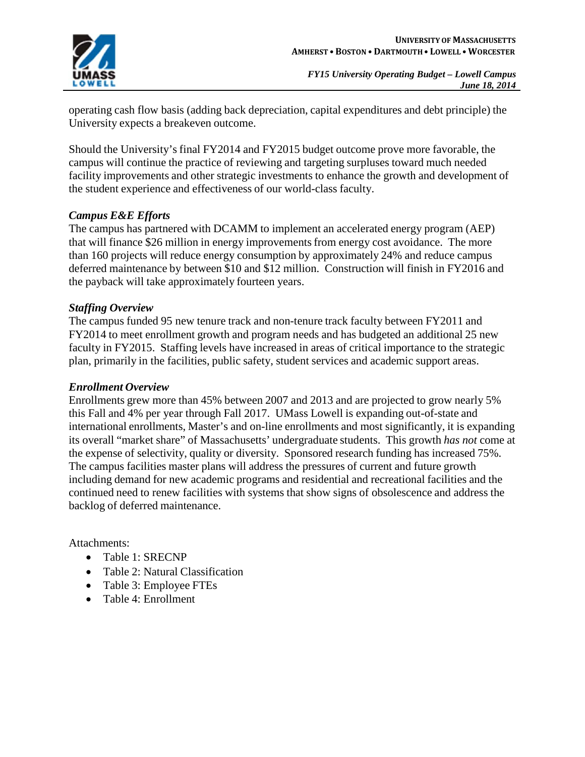operating cash flow basis (adding back depreciation, capital expenditures and debt principle) the University expects a breakeven outcome.

Should the University's final FY2014 and FY2015 budget outcome prove more favorable, the campus will continue the practice of reviewing and targeting surpluses toward much needed facility improvements and other strategic investments to enhance the growth and development of the student experience and effectiveness of our world-class faculty.

### *Campus E&E Efforts*

The campus has partnered with DCAMM to implement an accelerated energy program (AEP) that will finance $26 million in energy improvements from energy cost avoidance. The more than 160 projects will reduce energy consumption by approximately 24% and reduce campus deferred maintenance by between $10 and $12 million. Construction will finish in FY2016 and the payback will take approximately fourteen years.

### *Staffing Overview*

The campus funded 95 new tenure track and non-tenure track faculty between FY2011 and FY2014 to meet enrollment growth and program needs and has budgeted an additional 25 new faculty in FY2015. Staffing levels have increased in areas of critical importance to the strategic plan, primarily in the facilities, public safety, student services and academic support areas.

### *Enrollment Overview*

Enrollments grew more than 45% between 2007 and 2013 and are projected to grow nearly 5% this Fall and 4% per year through Fall 2017. UMass Lowell is expanding out-of-state and international enrollments, Master's and on-line enrollments and most significantly, it is expanding its overall "market share" of Massachusetts' undergraduate students. This growth *has not* come at the expense of selectivity, quality or diversity. Sponsored research funding has increased 75%. The campus facilities master plans will address the pressures of current and future growth including demand for new academic programs and residential and recreational facilities and the continued need to renew facilities with systems that show signs of obsolescence and address the backlog of deferred maintenance.

Attachments:

- Table 1: SRECNP
- Table 2: Natural Classification
- Table 3: Employee FTEs
- Table 4: Enrollment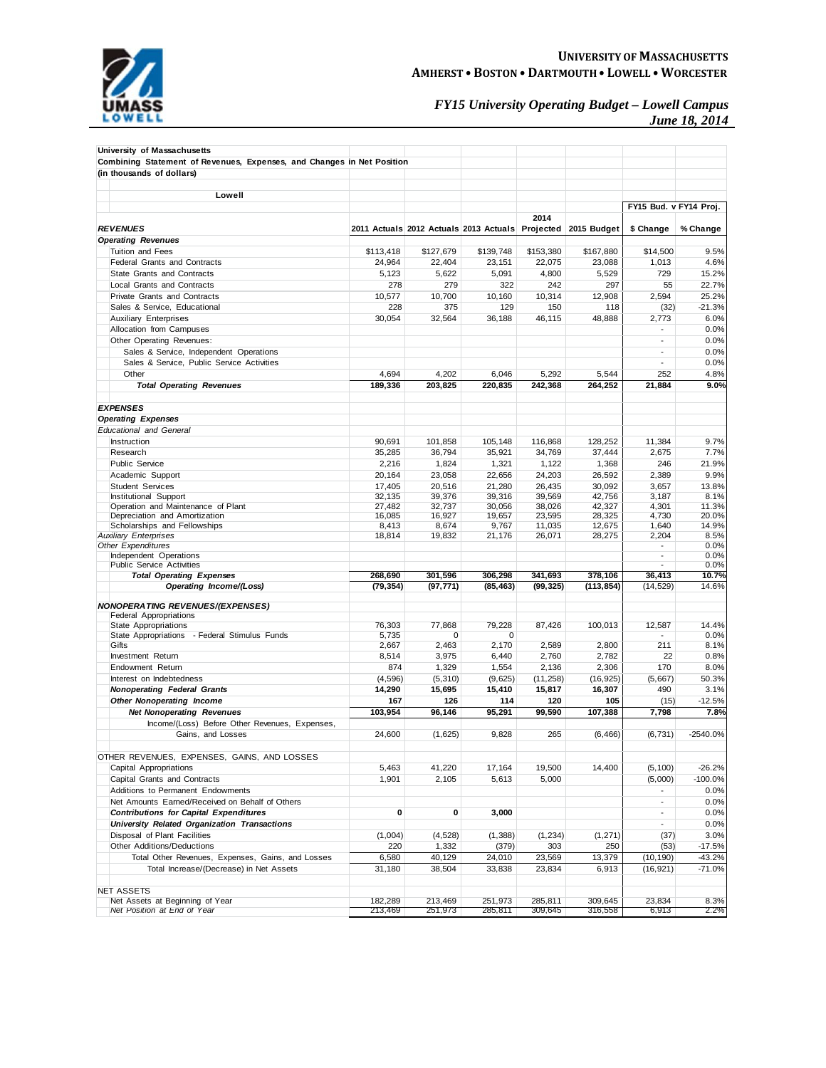**UNIVERSITY OF MASSACHUSETTS**
**AMHERST • BOSTON • DARTMOUTH • LOWELL • WORCESTER**

*FY15 University Operating Budget – Lowell Campus*
*June 18, 2014*

**University of Massachusetts**
**Combining Statement of Revenues, Expenses, and Changes in Net Position**
**(in thousands of dollars)**

**Lowell**

| | | | | | | FY15 Bud. v FY14 Proj. | |
|---|---|---|---|---|---|---|---|
| ***REVENUES*** | **2011 Actuals** | **2012 Actuals** | **2013 Actuals** | **2014 Projected** | **2015 Budget** | **$ Change** | **% Change** |
| ***Operating Revenues*** | | | | | | | |
| Tuition and Fees | $113,418 | $127,679 | $139,748 | $153,380 | $167,880 | $14,500 | 9.5% |
| Federal Grants and Contracts | 24,964 | 22,404 | 23,151 | 22,075 | 23,088 | 1,013 | 4.6% |
| State Grants and Contracts | 5,123 | 5,622 | 5,091 | 4,800 | 5,529 | 729 | 15.2% |
| Local Grants and Contracts | 278 | 279 | 322 | 242 | 297 | 55 | 22.7% |
| Private Grants and Contracts | 10,577 | 10,700 | 10,160 | 10,314 | 12,908 | 2,594 | 25.2% |
| Sales & Service, Educational | 228 | 375 | 129 | 150 | 118 | (32) | -21.3% |
| Auxiliary Enterprises | 30,054 | 32,564 | 36,188 | 46,115 | 48,888 | 2,773 | 6.0% |
| Allocation from Campuses | | | | | | - | 0.0% |
| Other Operating Revenues: | | | | | | - | 0.0% |
| Sales & Service, Independent Operations | | | | | | - | 0.0% |
| Sales & Service, Public Service Activities | | | | | | - | 0.0% |
| Other | 4,694 | 4,202 | 6,046 | 5,292 | 5,544 | 252 | 4.8% |
| ***Total Operating Revenues*** | **189,336** | **203,825** | **220,835** | **242,368** | **264,252** | **21,884** | **9.0%** |
| | | | | | | | |
| ***EXPENSES*** | | | | | | | |
| ***Operating Expenses*** | | | | | | | |
| *Educational and General* | | | | | | | |
| Instruction | 90,691 | 101,858 | 105,148 | 116,868 | 128,252 | 11,384 | 9.7% |
| Research | 35,285 | 36,794 | 35,921 | 34,769 | 37,444 | 2,675 | 7.7% |
| Public Service | 2,216 | 1,824 | 1,321 | 1,122 | 1,368 | 246 | 21.9% |
| Academic Support | 20,164 | 23,058 | 22,656 | 24,203 | 26,592 | 2,389 | 9.9% |
| Student Services | 17,405 | 20,516 | 21,280 | 26,435 | 30,092 | 3,657 | 13.8% |
| Institutional Support | 32,135 | 39,376 | 39,316 | 39,569 | 42,756 | 3,187 | 8.1% |
| Operation and Maintenance of Plant | 27,482 | 32,737 | 30,056 | 38,026 | 42,327 | 4,301 | 11.3% |
| Depreciation and Amortization | 16,085 | 16,927 | 19,657 | 23,595 | 28,325 | 4,730 | 20.0% |
| Scholarships and Fellowships | 8,413 | 8,674 | 9,767 | 11,035 | 12,675 | 1,640 | 14.9% |
| *Auxiliary Enterprises* | 18,814 | 19,832 | 21,176 | 26,071 | 28,275 | 2,204 | 8.5% |
| *Other Expenditures* | | | | | | - | 0.0% |
| Independent Operations | | | | | | - | 0.0% |
| Public Service Activities | | | | | | - | 0.0% |
| ***Total Operating Expenses*** | **268,690** | **301,596** | **306,298** | **341,693** | **378,106** | **36,413** | **10.7%** |
| ***Operating Income/(Loss)*** | **(79,354)** | **(97,771)** | **(85,463)** | **(99,325)** | **(113,854)** | (14,529) | 14.6% |
| | | | | | | | |
| ***NONOPERATING REVENUES/(EXPENSES)*** | | | | | | | |
| Federal Appropriations | | | | | | | |
| State Appropriations | 76,303 | 77,868 | 79,228 | 87,426 | 100,013 | 12,587 | 14.4% |
| State Appropriations - Federal Stimulus Funds | 5,735 | 0 | 0 | | | - | 0.0% |
| Gifts | 2,667 | 2,463 | 2,170 | 2,589 | 2,800 | 211 | 8.1% |
| Investment Return | 8,514 | 3,975 | 6,440 | 2,760 | 2,782 | 22 | 0.8% |
| Endowment Return | 874 | 1,329 | 1,554 | 2,136 | 2,306 | 170 | 8.0% |
| Interest on Indebtedness | (4,596) | (5,310) | (9,625) | (11,258) | (16,925) | (5,667) | 50.3% |
| ***Nonoperating Federal Grants*** | **14,290** | **15,695** | **15,410** | **15,817** | **16,307** | 490 | 3.1% |
| ***Other Nonoperating Income*** | **167** | **126** | **114** | **120** | **105** | (15) | -12.5% |
| ***Net Nonoperating Revenues*** | **103,954** | **96,146** | **95,291** | **99,590** | **107,388** | **7,798** | **7.8%** |
| Income/(Loss) Before Other Revenues, Expenses, Gains, and Losses | 24,600 | (1,625) | 9,828 | 265 | (6,466) | (6,731) | -2540.0% |
| | | | | | | | |
| OTHER REVENUES, EXPENSES, GAINS, AND LOSSES | | | | | | | |
| Capital Appropriations | 5,463 | 41,220 | 17,164 | 19,500 | 14,400 | (5,100) | -26.2% |
| Capital Grants and Contracts | 1,901 | 2,105 | 5,613 | 5,000 | | (5,000) | -100.0% |
| Additions to Permanent Endowments | | | | | | - | 0.0% |
| Net Amounts Earned/Received on Behalf of Others | | | | | | - | 0.0% |
| ***Contributions for Capital Expenditures*** | **0** | **0** | **3,000** | | | - | 0.0% |
| ***University Related Organization Transactions*** | | | | | | - | 0.0% |
| Disposal of Plant Facilities | (1,004) | (4,528) | (1,388) | (1,234) | (1,271) | (37) | 3.0% |
| Other Additions/Deductions | 220 | 1,332 | (379) | 303 | 250 | (53) | -17.5% |
| Total Other Revenues, Expenses, Gains, and Losses | 6,580 | 40,129 | 24,010 | 23,569 | 13,379 | (10,190) | -43.2% |
| Total Increase/(Decrease) in Net Assets | 31,180 | 38,504 | 33,838 | 23,834 | 6,913 | (16,921) | -71.0% |
| | | | | | | | |
| NET ASSETS | | | | | | | |
| Net Assets at Beginning of Year | 182,289 | 213,469 | 251,973 | 285,811 | 309,645 | 23,834 | 8.3% |
| *Net Position at End of Year* | 213,469 | 251,973 | 285,811 | 309,645 | 316,558 | 6,913 | 2.2% |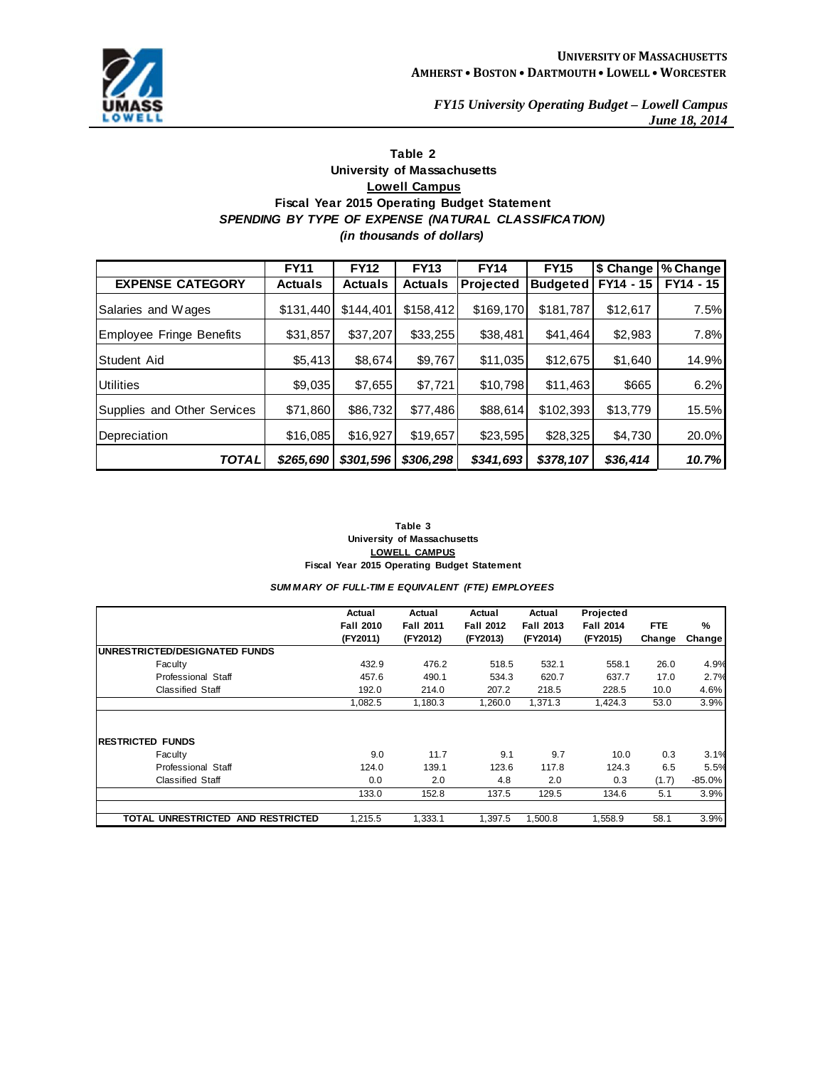**UNIVERSITY OF MASSACHUSETTS**
**AMHERST • BOSTON • DARTMOUTH • LOWELL • WORCESTER**

*FY15 University Operating Budget – Lowell Campus*
*June 18, 2014*

### Table 2
### University of Massachusetts
### Lowell Campus
### Fiscal Year 2015 Operating Budget Statement
### *SPENDING BY TYPE OF EXPENSE (NATURAL CLASSIFICATION)*
### *(in thousands of dollars)*

| EXPENSE CATEGORY | FY11 Actuals | FY12 Actuals | FY13 Actuals | FY14 Projected | FY15 Budgeted | $ Change FY14 - 15 | % Change FY14 - 15 |
|---|---|---|---|---|---|---|---|
| Salaries and Wages | $131,440 | $144,401 | $158,412 | $169,170 | $181,787 | $12,617 | 7.5% |
| Employee Fringe Benefits | $31,857 | $37,207 | $33,255 | $38,481 | $41,464 | $2,983 | 7.8% |
| Student Aid | $5,413 | $8,674 | $9,767 | $11,035 | $12,675 | $1,640 | 14.9% |
| Utilities | $9,035 | $7,655 | $7,721 | $10,798 | $11,463 | $665 | 6.2% |
| Supplies and Other Services | $71,860 | $86,732 | $77,486 | $88,614 | $102,393 | $13,779 | 15.5% |
| Depreciation | $16,085 | $16,927 | $19,657 | $23,595 | $28,325 | $4,730 | 20.0% |
| ***TOTAL*** | ***$265,690*** | ***$301,596*** | ***$306,298*** | ***$341,693*** | ***$378,107*** | ***$36,414*** | ***10.7%*** |

### Table 3
### University of Massachusetts
### LOWELL CAMPUS
### Fiscal Year 2015 Operating Budget Statement

***SUMMARY OF FULL-TIME EQUIVALENT (FTE) EMPLOYEES***

| | Actual Fall 2010 (FY2011) | Actual Fall 2011 (FY2012) | Actual Fall 2012 (FY2013) | Actual Fall 2013 (FY2014) | Projected Fall 2014 (FY2015) | FTE Change | % Change |
|---|---|---|---|---|---|---|---|
| **UNRESTRICTED/DESIGNATED FUNDS** | | | | | | | |
| Faculty | 432.9 | 476.2 | 518.5 | 532.1 | 558.1 | 26.0 | 4.9% |
| Professional Staff | 457.6 | 490.1 | 534.3 | 620.7 | 637.7 | 17.0 | 2.7% |
| Classified Staff | 192.0 | 214.0 | 207.2 | 218.5 | 228.5 | 10.0 | 4.6% |
| | 1,082.5 | 1,180.3 | 1,260.0 | 1,371.3 | 1,424.3 | 53.0 | 3.9% |
| **RESTRICTED FUNDS** | | | | | | | |
| Faculty | 9.0 | 11.7 | 9.1 | 9.7 | 10.0 | 0.3 | 3.1% |
| Professional Staff | 124.0 | 139.1 | 123.6 | 117.8 | 124.3 | 6.5 | 5.5% |
| Classified Staff | 0.0 | 2.0 | 4.8 | 2.0 | 0.3 | (1.7) | -85.0% |
| | 133.0 | 152.8 | 137.5 | 129.5 | 134.6 | 5.1 | 3.9% |
| **TOTAL UNRESTRICTED AND RESTRICTED** | 1,215.5 | 1,333.1 | 1,397.5 | 1,500.8 | 1,558.9 | 58.1 | 3.9% |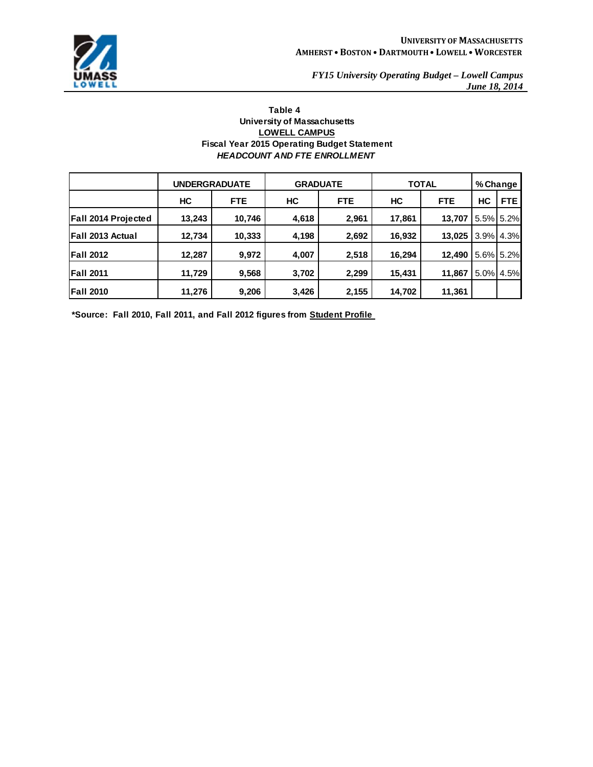**Table 4**
**University of Massachusetts**
**LOWELL CAMPUS**
**Fiscal Year 2015 Operating Budget Statement**
***HEADCOUNT AND FTE ENROLLMENT***

| | UNDERGRADUATE | | GRADUATE | | TOTAL | | % Change | |
|---|---|---|---|---|---|---|---|---|
| | HC | FTE | HC | FTE | HC | FTE | HC | FTE |
| Fall 2014 Projected | 13,243 | 10,746 | 4,618 | 2,961 | 17,861 | 13,707 | 5.5% | 5.2% |
| Fall 2013 Actual | 12,734 | 10,333 | 4,198 | 2,692 | 16,932 | 13,025 | 3.9% | 4.3% |
| Fall 2012 | 12,287 | 9,972 | 4,007 | 2,518 | 16,294 | 12,490 | 5.6% | 5.2% |
| Fall 2011 | 11,729 | 9,568 | 3,702 | 2,299 | 15,431 | 11,867 | 5.0% | 4.5% |
| Fall 2010 | 11,276 | 9,206 | 3,426 | 2,155 | 14,702 | 11,361 | | |

**\*Source: Fall 2010, Fall 2011, and Fall 2012 figures from Student Profile**